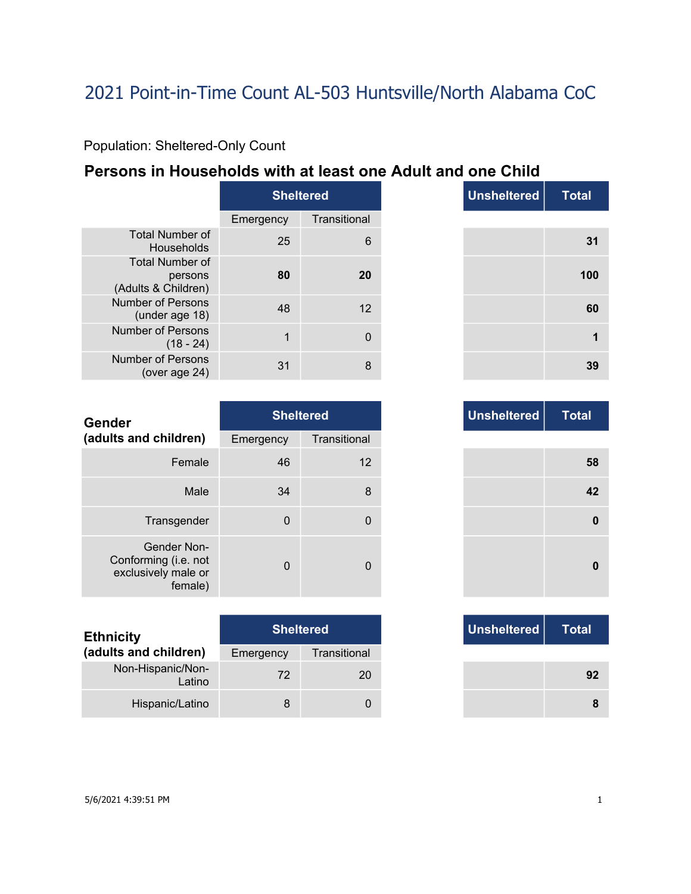# 2021 Point-in-Time Count AL-503 Huntsville/North Alabama CoC

Population: Sheltered-Only Count

## Persons in Households with at least one Adult and one Child

| | Sheltered | | Unsheltered | Total |
|---|---|---|---|---|
| | Emergency | Transitional | | |
| Total Number of Households | 25 | 6 | | **31** |
| Total Number of persons (Adults & Children) | **80** | **20** | | **100** |
| Number of Persons (under age 18) | 48 | 12 | | **60** |
| Number of Persons (18 - 24) | 1 | 0 | | **1** |
| Number of Persons (over age 24) | 31 | 8 | | **39** |

| **Gender (adults and children)** | Sheltered | | Unsheltered | Total |
|---|---|---|---|---|
| | Emergency | Transitional | | |
| Female | 46 | 12 | | **58** |
| Male | 34 | 8 | | **42** |
| Transgender | 0 | 0 | | **0** |
| Gender Non-Conforming (i.e. not exclusively male or female) | 0 | 0 | | **0** |

| **Ethnicity (adults and children)** | Sheltered | | Unsheltered | Total |
|---|---|---|---|---|
| | Emergency | Transitional | | |
| Non-Hispanic/Non-Latino | 72 | 20 | | **92** |
| Hispanic/Latino | 8 | 0 | | **8** |

5/6/2021 4:39:51 PM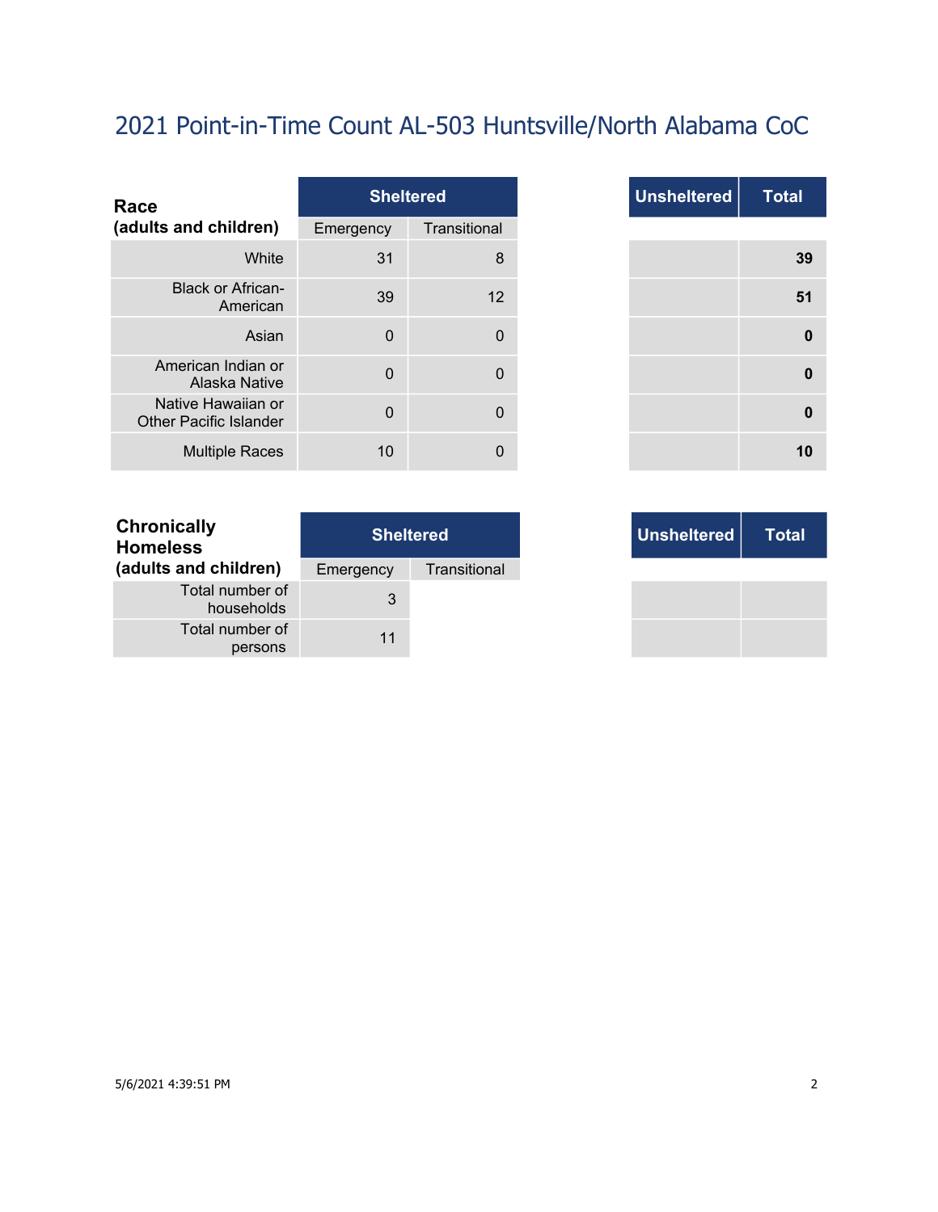# 2021 Point-in-Time Count AL-503 Huntsville/North Alabama CoC

| Race (adults and children) | Sheltered | | Unsheltered | Total |
|---|---|---|---|---|
| | Emergency | Transitional | | |
| White | 31 | 8 | | 39 |
| Black or African-American | 39 | 12 | | 51 |
| Asian | 0 | 0 | | 0 |
| American Indian or Alaska Native | 0 | 0 | | 0 |
| Native Hawaiian or Other Pacific Islander | 0 | 0 | | 0 |
| Multiple Races | 10 | 0 | | 10 |

| Chronically Homeless (adults and children) | Sheltered | | Unsheltered | Total |
|---|---|---|---|---|
| | Emergency | Transitional | | |
| Total number of households | 3 | | | |
| Total number of persons | 11 | | | |

5/6/2021 4:39:51 PM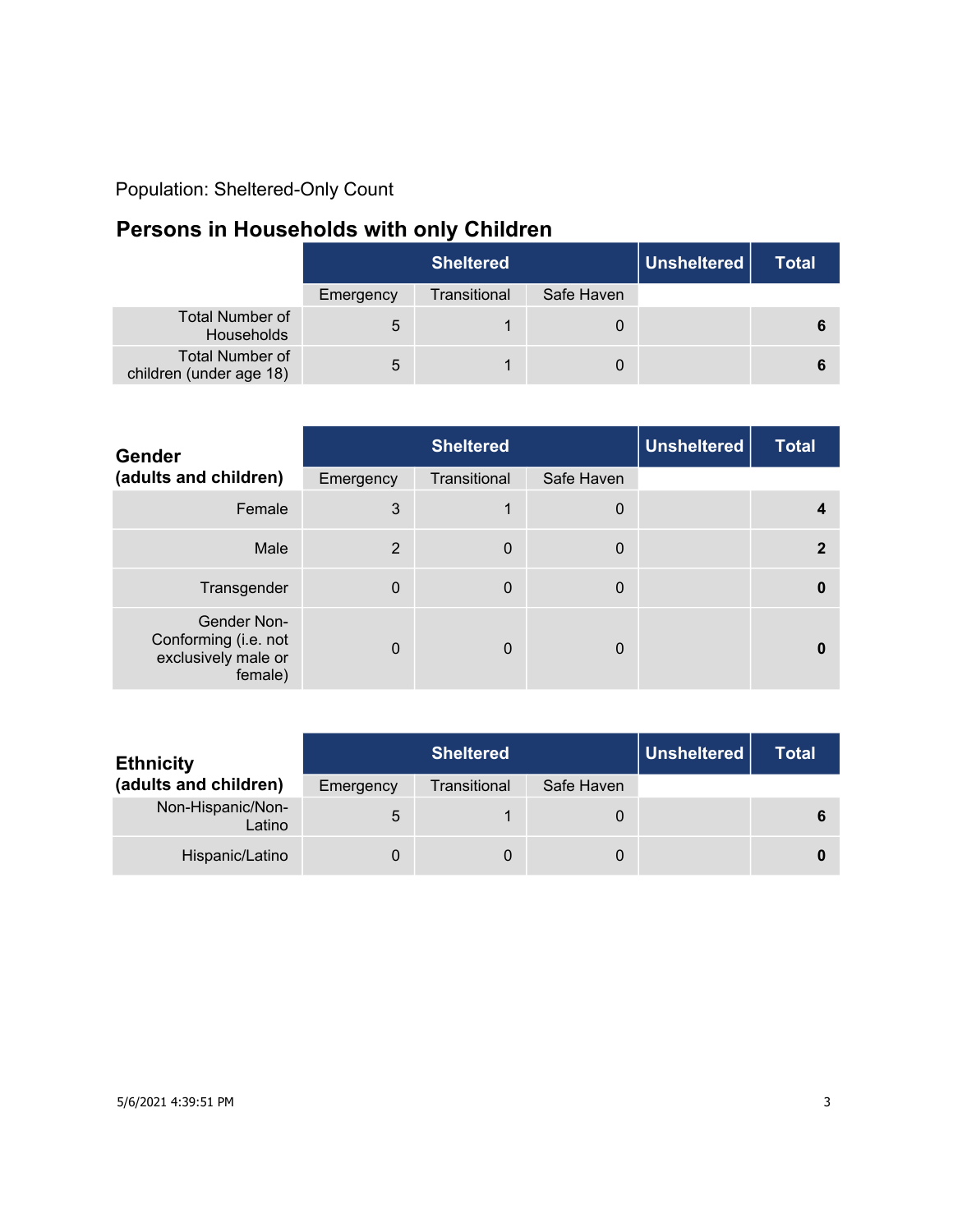Population: Sheltered-Only Count

## Persons in Households with only Children

| | Sheltered | | | Unsheltered | Total |
|---|---|---|---|---|---|
| | Emergency | Transitional | Safe Haven | | |
| Total Number of Households | 5 | 1 | 0 | | **6** |
| Total Number of children (under age 18) | 5 | 1 | 0 | | **6** |

| **Gender (adults and children)** | Sheltered | | | Unsheltered | Total |
|---|---|---|---|---|---|
| | Emergency | Transitional | Safe Haven | | |
| Female | 3 | 1 | 0 | | **4** |
| Male | 2 | 0 | 0 | | **2** |
| Transgender | 0 | 0 | 0 | | **0** |
| Gender Non-Conforming (i.e. not exclusively male or female) | 0 | 0 | 0 | | **0** |

| **Ethnicity (adults and children)** | Sheltered | | | Unsheltered | Total |
|---|---|---|---|---|---|
| | Emergency | Transitional | Safe Haven | | |
| Non-Hispanic/Non-Latino | 5 | 1 | 0 | | **6** |
| Hispanic/Latino | 0 | 0 | 0 | | **0** |

5/6/2021 4:39:51 PM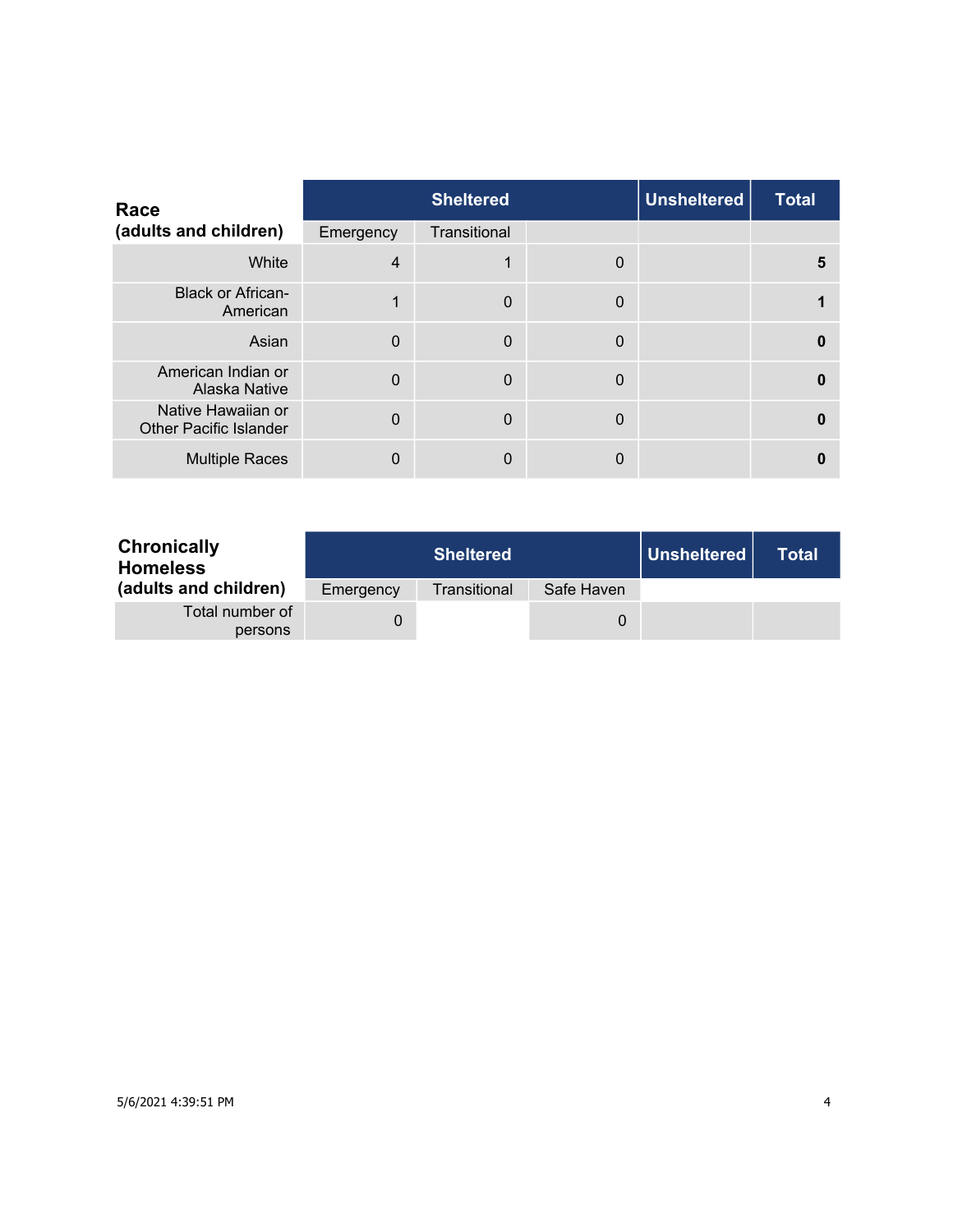| Race (adults and children) | Sheltered | | | Unsheltered | Total |
|---|---|---|---|---|---|
| | Emergency | Transitional | | | |
| White | 4 | 1 | 0 | | **5** |
| Black or African-American | 1 | 0 | 0 | | **1** |
| Asian | 0 | 0 | 0 | | **0** |
| American Indian or Alaska Native | 0 | 0 | 0 | | **0** |
| Native Hawaiian or Other Pacific Islander | 0 | 0 | 0 | | **0** |
| Multiple Races | 0 | 0 | 0 | | **0** |

| Chronically Homeless (adults and children) | Sheltered | | | Unsheltered | Total |
|---|---|---|---|---|---|
| | Emergency | Transitional | Safe Haven | | |
| Total number of persons | 0 | | 0 | | |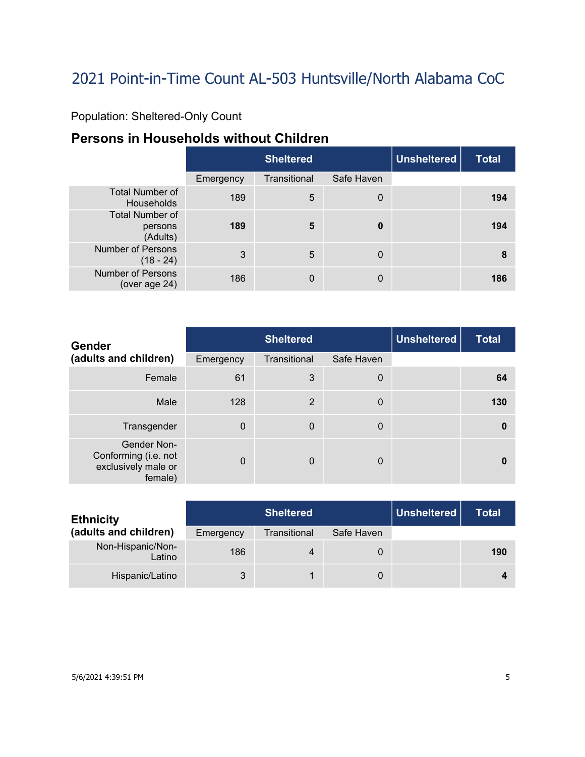# 2021 Point-in-Time Count AL-503 Huntsville/North Alabama CoC

Population: Sheltered-Only Count

### Persons in Households without Children

| | Sheltered | | | Unsheltered | Total |
|---|---|---|---|---|---|
| | Emergency | Transitional | Safe Haven | | |
| Total Number of Households | 189 | 5 | 0 | | **194** |
| Total Number of persons (Adults) | **189** | **5** | **0** | | **194** |
| Number of Persons (18 - 24) | 3 | 5 | 0 | | **8** |
| Number of Persons (over age 24) | 186 | 0 | 0 | | **186** |

| **Gender (adults and children)** | Sheltered | | | Unsheltered | Total |
|---|---|---|---|---|---|
| | Emergency | Transitional | Safe Haven | | |
| Female | 61 | 3 | 0 | | **64** |
| Male | 128 | 2 | 0 | | **130** |
| Transgender | 0 | 0 | 0 | | **0** |
| Gender Non-Conforming (i.e. not exclusively male or female) | 0 | 0 | 0 | | **0** |

| **Ethnicity (adults and children)** | Sheltered | | | Unsheltered | Total |
|---|---|---|---|---|---|
| | Emergency | Transitional | Safe Haven | | |
| Non-Hispanic/Non-Latino | 186 | 4 | 0 | | **190** |
| Hispanic/Latino | 3 | 1 | 0 | | **4** |

5/6/2021 4:39:51 PM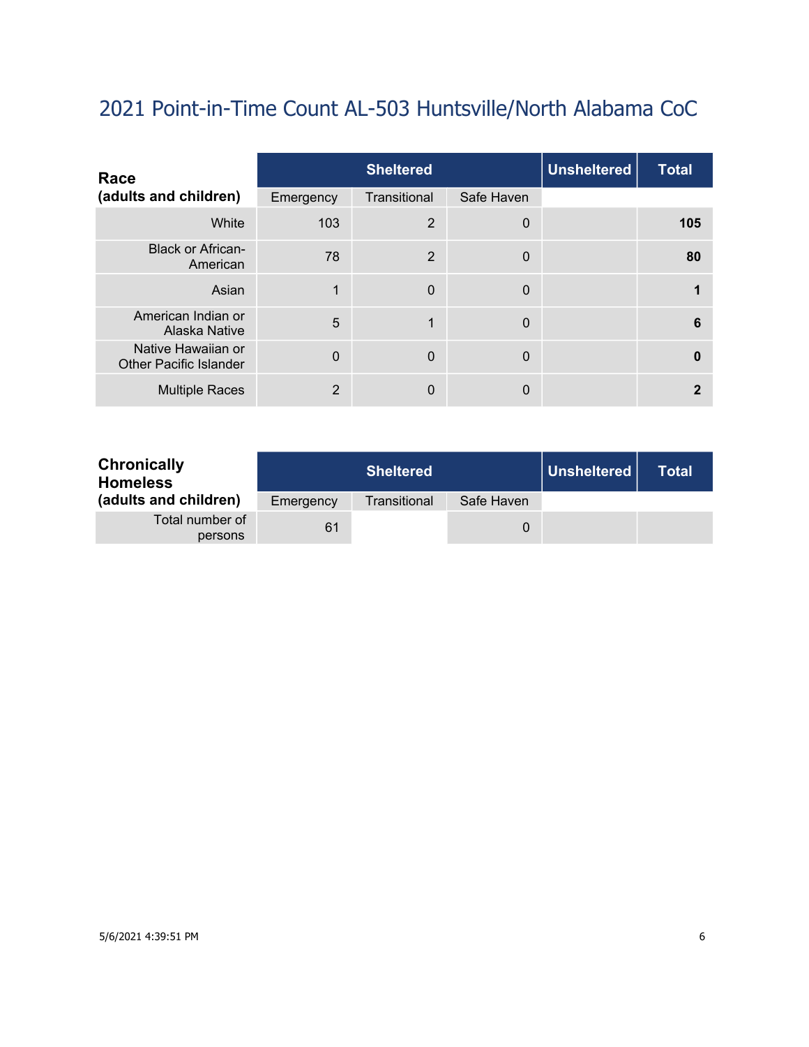# 2021 Point-in-Time Count AL-503 Huntsville/North Alabama CoC

| Race (adults and children) | Sheltered | | | Unsheltered | Total |
|---|---|---|---|---|---|
| | Emergency | Transitional | Safe Haven | | |
| White | 103 | 2 | 0 | | **105** |
| Black or African-American | 78 | 2 | 0 | | **80** |
| Asian | 1 | 0 | 0 | | **1** |
| American Indian or Alaska Native | 5 | 1 | 0 | | **6** |
| Native Hawaiian or Other Pacific Islander | 0 | 0 | 0 | | **0** |
| Multiple Races | 2 | 0 | 0 | | **2** |

| Chronically Homeless (adults and children) | Sheltered | | | Unsheltered | Total |
|---|---|---|---|---|---|
| | Emergency | Transitional | Safe Haven | | |
| Total number of persons | 61 | | 0 | | |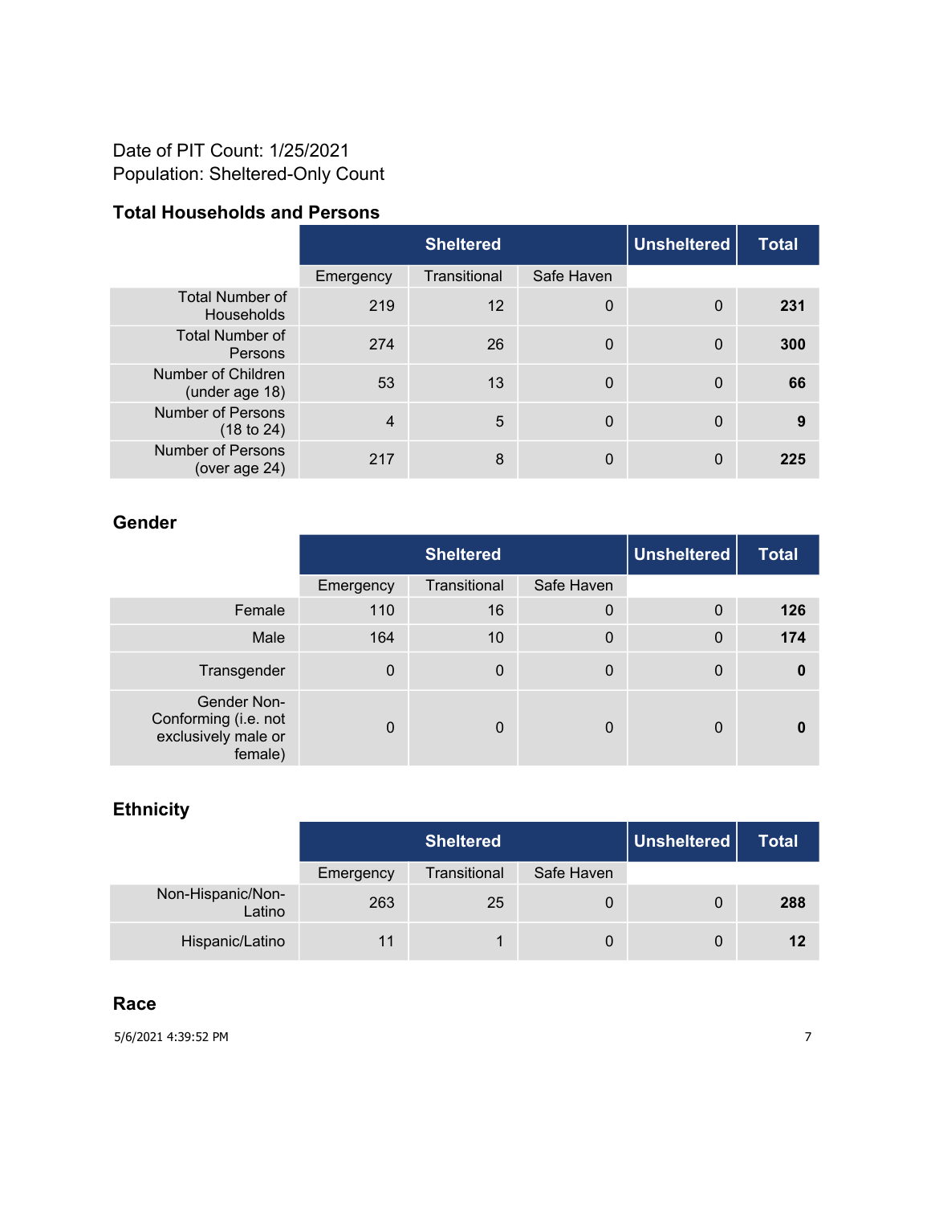Date of PIT Count: 1/25/2021
Population: Sheltered-Only Count

### Total Households and Persons

| | Sheltered | | | Unsheltered | Total |
|---|---|---|---|---|---|
| | Emergency | Transitional | Safe Haven | | |
| Total Number of Households | 219 | 12 | 0 | 0 | **231** |
| Total Number of Persons | 274 | 26 | 0 | 0 | **300** |
| Number of Children (under age 18) | 53 | 13 | 0 | 0 | **66** |
| Number of Persons (18 to 24) | 4 | 5 | 0 | 0 | **9** |
| Number of Persons (over age 24) | 217 | 8 | 0 | 0 | **225** |

### Gender

| | Sheltered | | | Unsheltered | Total |
|---|---|---|---|---|---|
| | Emergency | Transitional | Safe Haven | | |
| Female | 110 | 16 | 0 | 0 | **126** |
| Male | 164 | 10 | 0 | 0 | **174** |
| Transgender | 0 | 0 | 0 | 0 | **0** |
| Gender Non-Conforming (i.e. not exclusively male or female) | 0 | 0 | 0 | 0 | **0** |

### Ethnicity

| | Sheltered | | | Unsheltered | Total |
|---|---|---|---|---|---|
| | Emergency | Transitional | Safe Haven | | |
| Non-Hispanic/Non-Latino | 263 | 25 | 0 | 0 | **288** |
| Hispanic/Latino | 11 | 1 | 0 | 0 | **12** |

### Race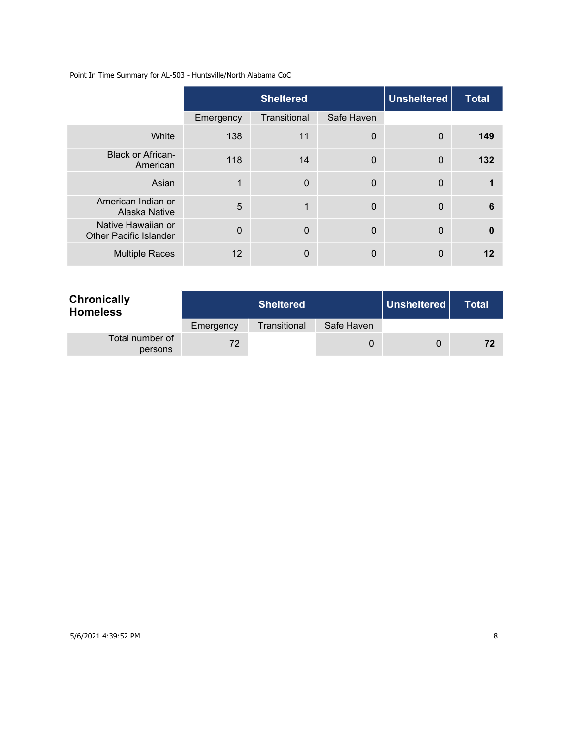Point In Time Summary for AL-503 - Huntsville/North Alabama CoC

| | Sheltered | | | Unsheltered | Total |
|---|---|---|---|---|---|
| | Emergency | Transitional | Safe Haven | | |
| White | 138 | 11 | 0 | 0 | **149** |
| Black or African-American | 118 | 14 | 0 | 0 | **132** |
| Asian | 1 | 0 | 0 | 0 | **1** |
| American Indian or Alaska Native | 5 | 1 | 0 | 0 | **6** |
| Native Hawaiian or Other Pacific Islander | 0 | 0 | 0 | 0 | **0** |
| Multiple Races | 12 | 0 | 0 | 0 | **12** |

| **Chronically Homeless** | Sheltered | | | Unsheltered | Total |
|---|---|---|---|---|---|
| | Emergency | Transitional | Safe Haven | | |
| Total number of persons | 72 | | 0 | 0 | **72** |